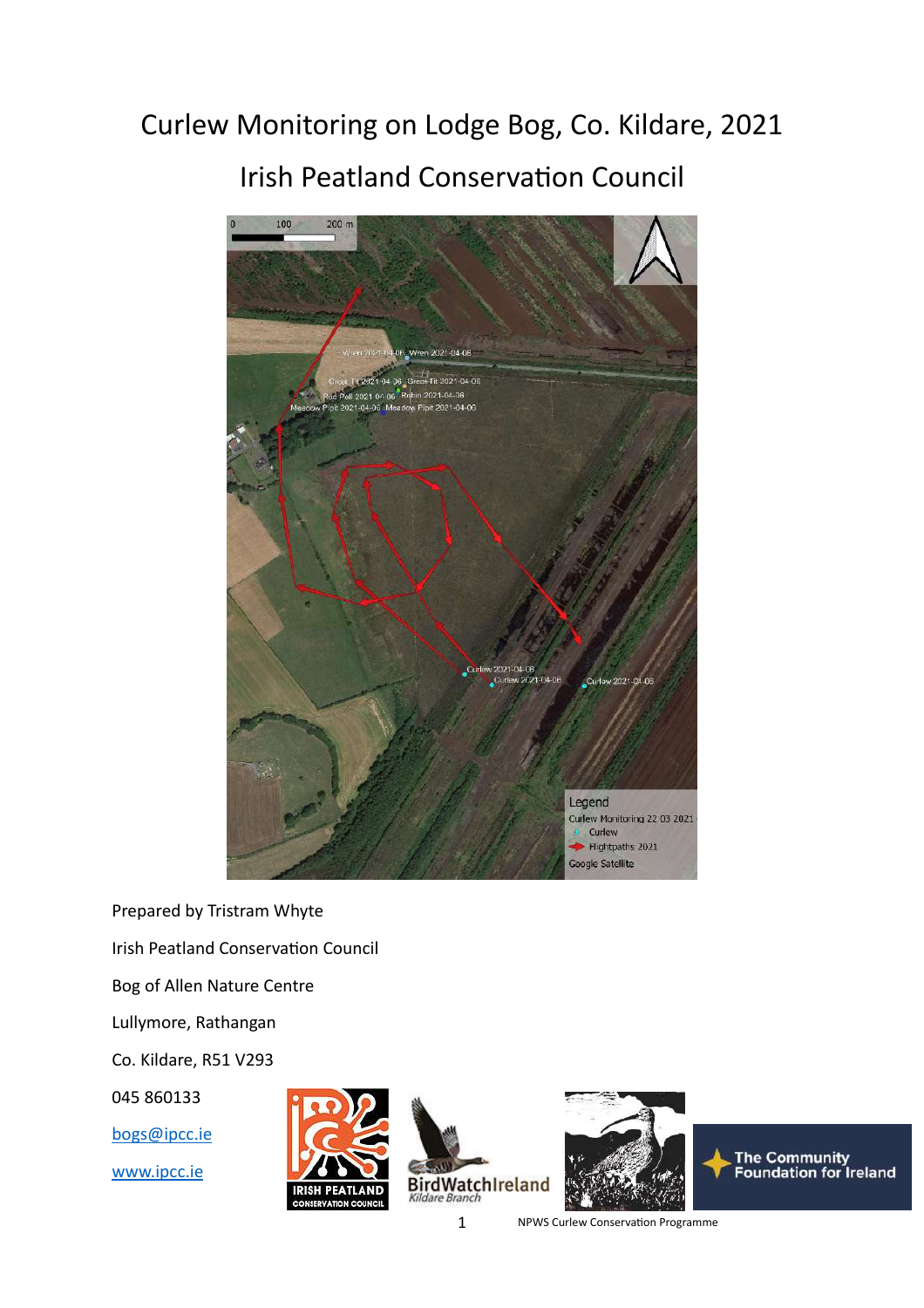# Curlew Monitoring on Lodge Bog, Co. Kildare, 2021

## Irish Peatland Conservation Council

Prepared by Tristram Whyte

Irish Peatland Conservation Council

Bog of Allen Nature Centre

Lullymore, Rathangan

Co. Kildare, R51 V293

045 860133

[bogs@ipcc.ie](mailto:bogs@ipcc.ie)

[www.ipcc.ie](http://www.ipcc.ie)

NPWS Curlew Conservation Programme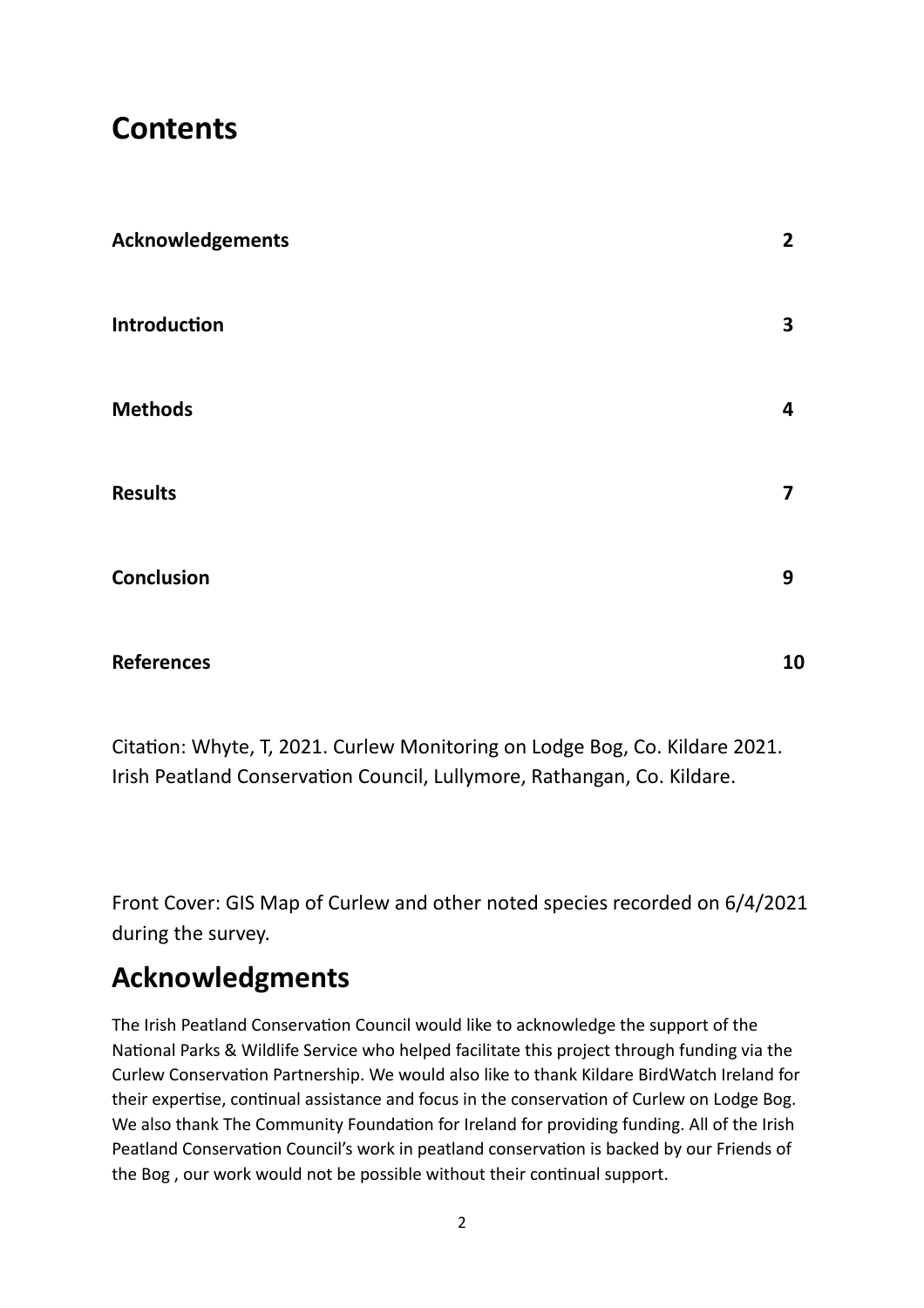# Contents

| | |
|---|---|
| **Acknowledgements** | **2** |
| **Introduction** | **3** |
| **Methods** | **4** |
| **Results** | **7** |
| **Conclusion** | **9** |
| **References** | **10** |

Citation: Whyte, T, 2021. Curlew Monitoring on Lodge Bog, Co. Kildare 2021. Irish Peatland Conservation Council, Lullymore, Rathangan, Co. Kildare.

Front Cover: GIS Map of Curlew and other noted species recorded on 6/4/2021 during the survey.

# Acknowledgments

The Irish Peatland Conservation Council would like to acknowledge the support of the National Parks & Wildlife Service who helped facilitate this project through funding via the Curlew Conservation Partnership. We would also like to thank Kildare BirdWatch Ireland for their expertise, continual assistance and focus in the conservation of Curlew on Lodge Bog. We also thank The Community Foundation for Ireland for providing funding. All of the Irish Peatland Conservation Council's work in peatland conservation is backed by our Friends of the Bog , our work would not be possible without their continual support.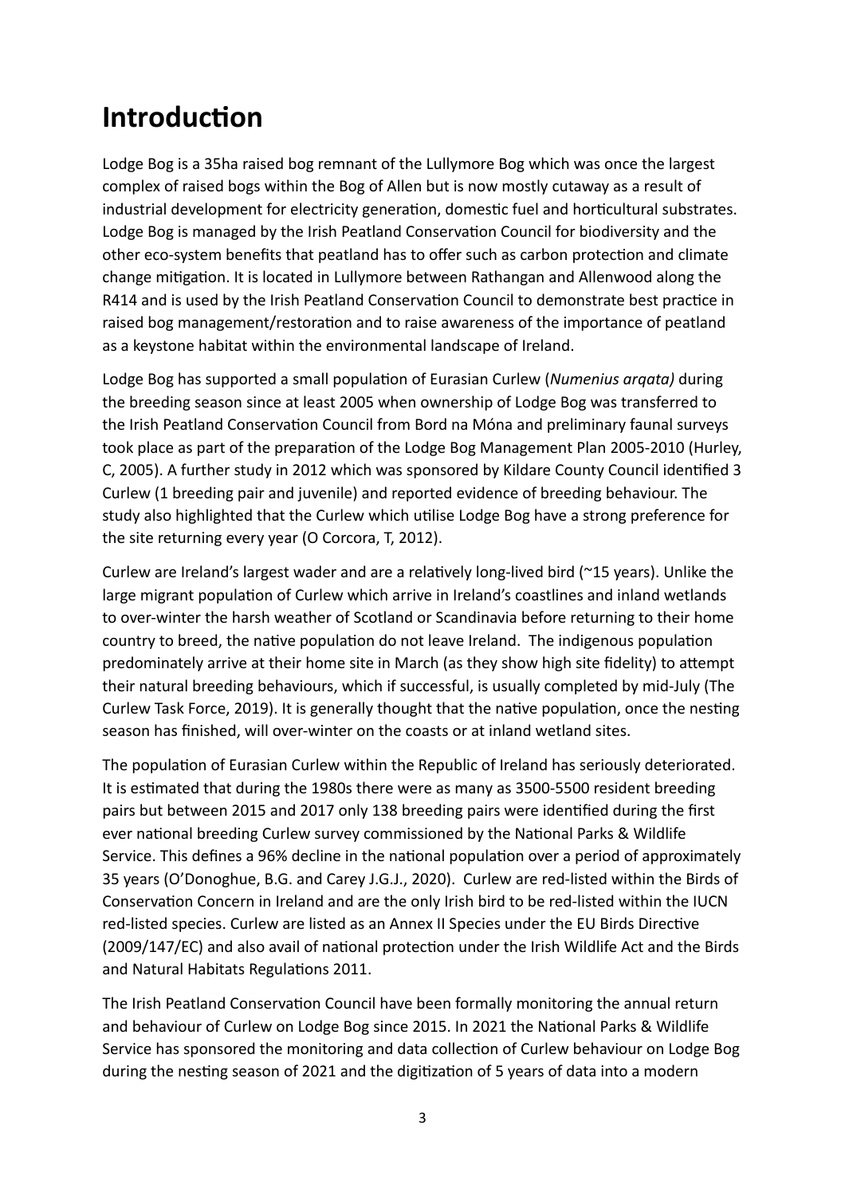# Introduction

Lodge Bog is a 35ha raised bog remnant of the Lullymore Bog which was once the largest complex of raised bogs within the Bog of Allen but is now mostly cutaway as a result of industrial development for electricity generation, domestic fuel and horticultural substrates. Lodge Bog is managed by the Irish Peatland Conservation Council for biodiversity and the other eco-system benefits that peatland has to offer such as carbon protection and climate change mitigation. It is located in Lullymore between Rathangan and Allenwood along the R414 and is used by the Irish Peatland Conservation Council to demonstrate best practice in raised bog management/restoration and to raise awareness of the importance of peatland as a keystone habitat within the environmental landscape of Ireland.

Lodge Bog has supported a small population of Eurasian Curlew (*Numenius arqata)* during the breeding season since at least 2005 when ownership of Lodge Bog was transferred to the Irish Peatland Conservation Council from Bord na Móna and preliminary faunal surveys took place as part of the preparation of the Lodge Bog Management Plan 2005-2010 (Hurley, C, 2005). A further study in 2012 which was sponsored by Kildare County Council identified 3 Curlew (1 breeding pair and juvenile) and reported evidence of breeding behaviour. The study also highlighted that the Curlew which utilise Lodge Bog have a strong preference for the site returning every year (O Corcora, T, 2012).

Curlew are Ireland's largest wader and are a relatively long-lived bird (~15 years). Unlike the large migrant population of Curlew which arrive in Ireland's coastlines and inland wetlands to over-winter the harsh weather of Scotland or Scandinavia before returning to their home country to breed, the native population do not leave Ireland. The indigenous population predominately arrive at their home site in March (as they show high site fidelity) to attempt their natural breeding behaviours, which if successful, is usually completed by mid-July (The Curlew Task Force, 2019). It is generally thought that the native population, once the nesting season has finished, will over-winter on the coasts or at inland wetland sites.

The population of Eurasian Curlew within the Republic of Ireland has seriously deteriorated. It is estimated that during the 1980s there were as many as 3500-5500 resident breeding pairs but between 2015 and 2017 only 138 breeding pairs were identified during the first ever national breeding Curlew survey commissioned by the National Parks & Wildlife Service. This defines a 96% decline in the national population over a period of approximately 35 years (O'Donoghue, B.G. and Carey J.G.J., 2020). Curlew are red-listed within the Birds of Conservation Concern in Ireland and are the only Irish bird to be red-listed within the IUCN red-listed species. Curlew are listed as an Annex II Species under the EU Birds Directive (2009/147/EC) and also avail of national protection under the Irish Wildlife Act and the Birds and Natural Habitats Regulations 2011.

The Irish Peatland Conservation Council have been formally monitoring the annual return and behaviour of Curlew on Lodge Bog since 2015. In 2021 the National Parks & Wildlife Service has sponsored the monitoring and data collection of Curlew behaviour on Lodge Bog during the nesting season of 2021 and the digitization of 5 years of data into a modern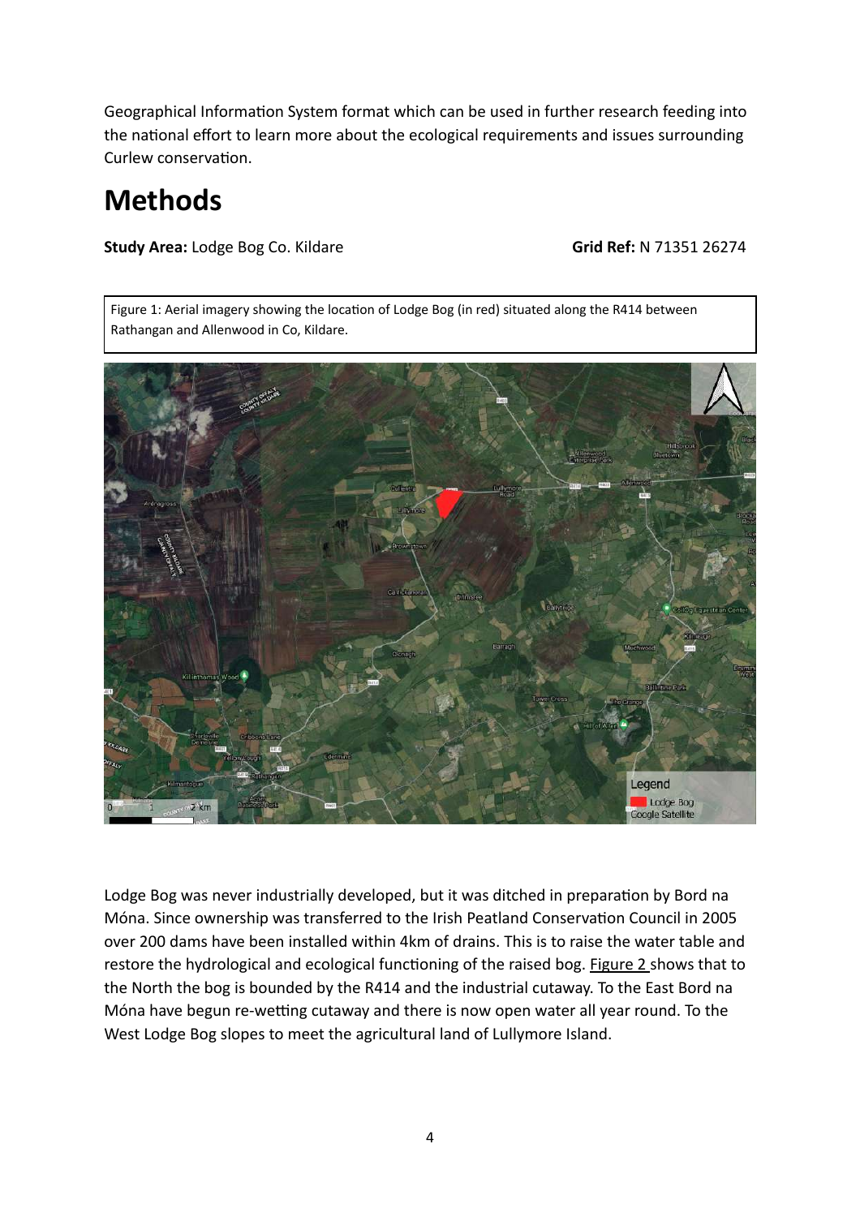Geographical Information System format which can be used in further research feeding into the national effort to learn more about the ecological requirements and issues surrounding Curlew conservation.

# Methods

**Study Area:** Lodge Bog Co. Kildare **Grid Ref:** N 71351 26274

Figure 1: Aerial imagery showing the location of Lodge Bog (in red) situated along the R414 between Rathangan and Allenwood in Co, Kildare.

Lodge Bog was never industrially developed, but it was ditched in preparation by Bord na Móna. Since ownership was transferred to the Irish Peatland Conservation Council in 2005 over 200 dams have been installed within 4km of drains. This is to raise the water table and restore the hydrological and ecological functioning of the raised bog. Figure 2 shows that to the North the bog is bounded by the R414 and the industrial cutaway. To the East Bord na Móna have begun re-wetting cutaway and there is now open water all year round. To the West Lodge Bog slopes to meet the agricultural land of Lullymore Island.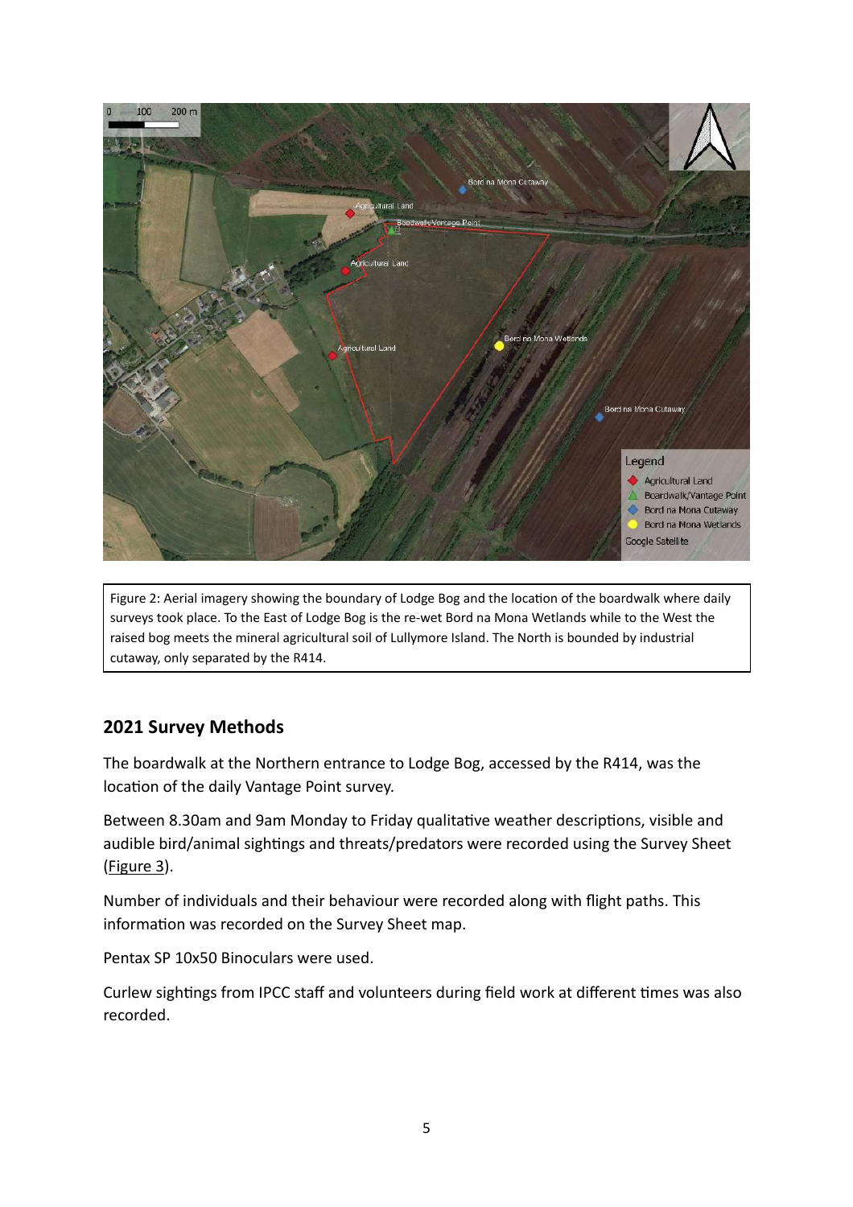Figure 2: Aerial imagery showing the boundary of Lodge Bog and the location of the boardwalk where daily surveys took place. To the East of Lodge Bog is the re-wet Bord na Mona Wetlands while to the West the raised bog meets the mineral agricultural soil of Lullymore Island. The North is bounded by industrial cutaway, only separated by the R414.

## 2021 Survey Methods

The boardwalk at the Northern entrance to Lodge Bog, accessed by the R414, was the location of the daily Vantage Point survey.

Between 8.30am and 9am Monday to Friday qualitative weather descriptions, visible and audible bird/animal sightings and threats/predators were recorded using the Survey Sheet (Figure 3).

Number of individuals and their behaviour were recorded along with flight paths. This information was recorded on the Survey Sheet map.

Pentax SP 10x50 Binoculars were used.

Curlew sightings from IPCC staff and volunteers during field work at different times was also recorded.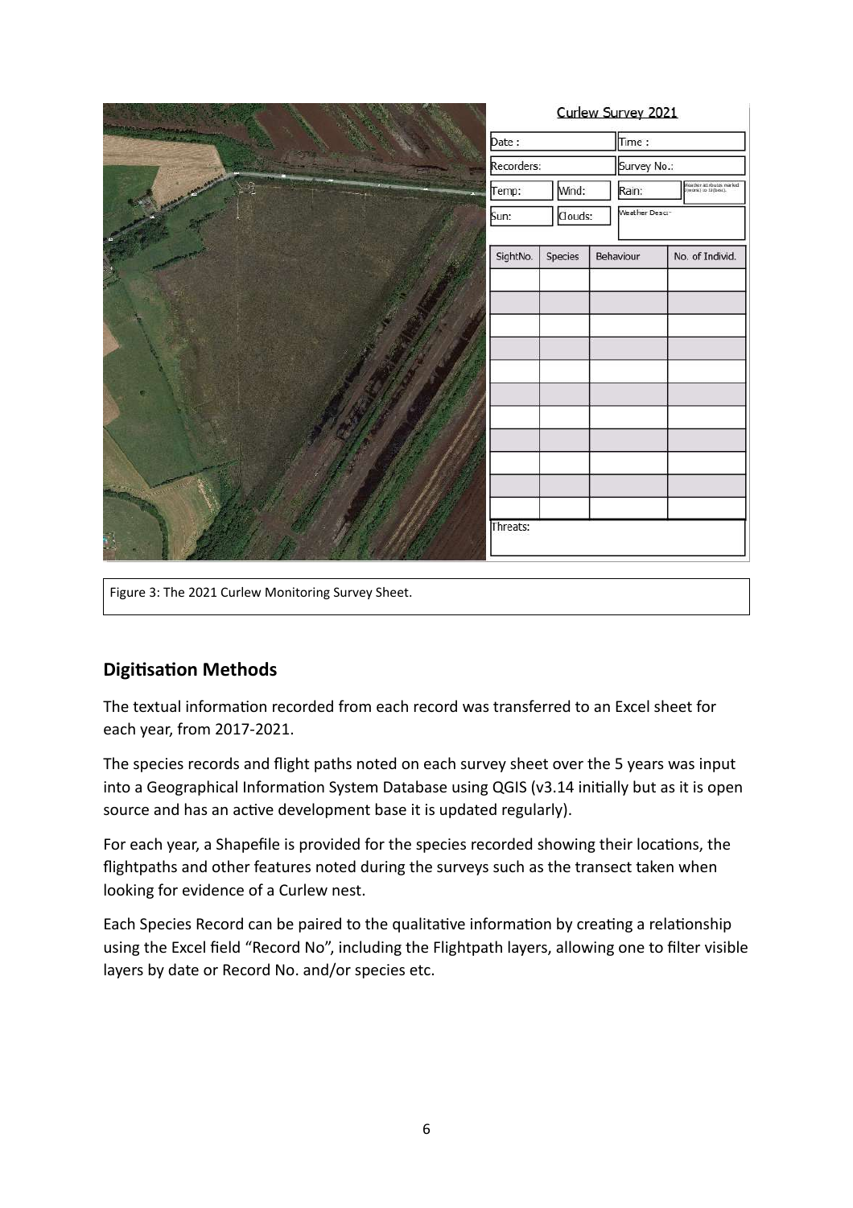Figure 3: The 2021 Curlew Monitoring Survey Sheet.

## Digitisation Methods

The textual information recorded from each record was transferred to an Excel sheet for each year, from 2017-2021.

The species records and flight paths noted on each survey sheet over the 5 years was input into a Geographical Information System Database using QGIS (v3.14 initially but as it is open source and has an active development base it is updated regularly).

For each year, a Shapefile is provided for the species recorded showing their locations, the flightpaths and other features noted during the surveys such as the transect taken when looking for evidence of a Curlew nest.

Each Species Record can be paired to the qualitative information by creating a relationship using the Excel field "Record No", including the Flightpath layers, allowing one to filter visible layers by date or Record No. and/or species etc.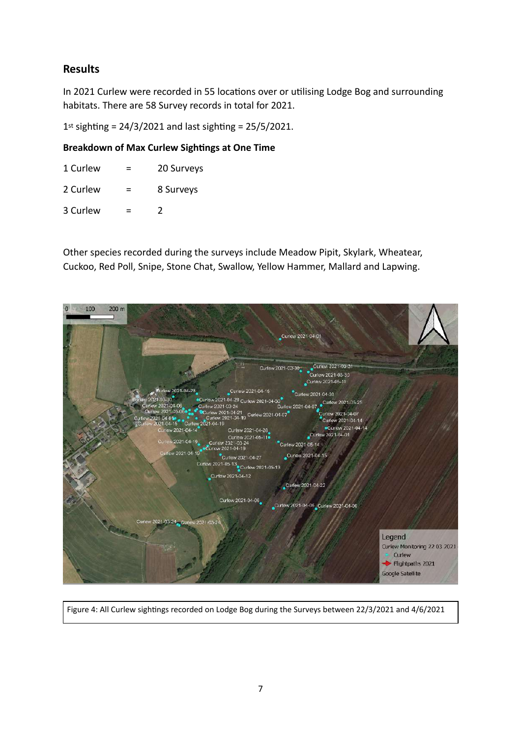## Results

In 2021 Curlew were recorded in 55 locations over or utilising Lodge Bog and surrounding habitats. There are 58 Survey records in total for 2021.

1st sighting = 24/3/2021 and last sighting = 25/5/2021.

**Breakdown of Max Curlew Sightings at One Time**

| | | |
|---|---|---|
| 1 Curlew | = | 20 Surveys |
| 2 Curlew | = | 8 Surveys |
| 3 Curlew | = | 2 |

Other species recorded during the surveys include Meadow Pipit, Skylark, Wheatear, Cuckoo, Red Poll, Snipe, Stone Chat, Swallow, Yellow Hammer, Mallard and Lapwing.

Figure 4: All Curlew sightings recorded on Lodge Bog during the Surveys between 22/3/2021 and 4/6/2021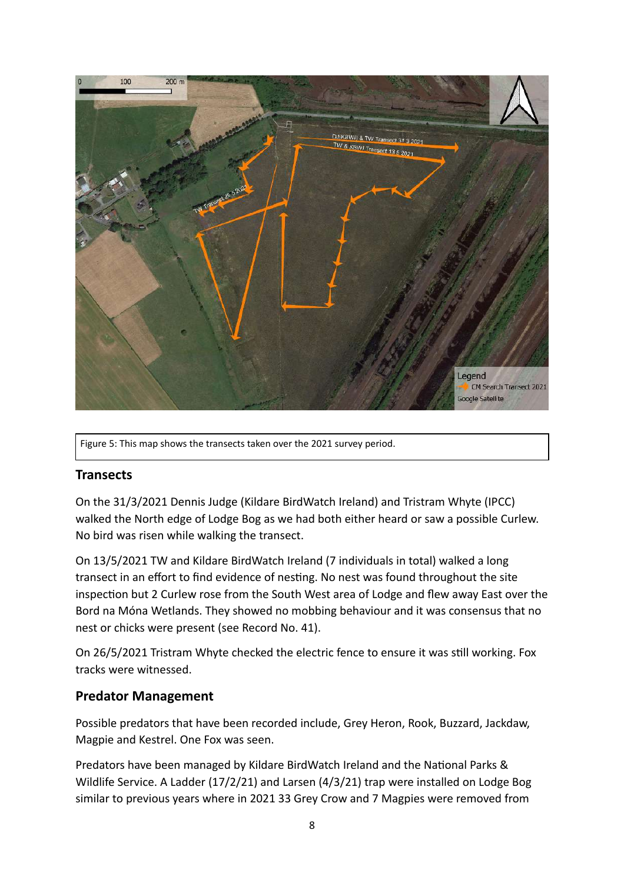Figure 5: This map shows the transects taken over the 2021 survey period.

## Transects

On the 31/3/2021 Dennis Judge (Kildare BirdWatch Ireland) and Tristram Whyte (IPCC) walked the North edge of Lodge Bog as we had both either heard or saw a possible Curlew. No bird was risen while walking the transect.

On 13/5/2021 TW and Kildare BirdWatch Ireland (7 individuals in total) walked a long transect in an effort to find evidence of nesting. No nest was found throughout the site inspection but 2 Curlew rose from the South West area of Lodge and flew away East over the Bord na Móna Wetlands. They showed no mobbing behaviour and it was consensus that no nest or chicks were present (see Record No. 41).

On 26/5/2021 Tristram Whyte checked the electric fence to ensure it was still working. Fox tracks were witnessed.

## Predator Management

Possible predators that have been recorded include, Grey Heron, Rook, Buzzard, Jackdaw, Magpie and Kestrel. One Fox was seen.

Predators have been managed by Kildare BirdWatch Ireland and the National Parks & Wildlife Service. A Ladder (17/2/21) and Larsen (4/3/21) trap were installed on Lodge Bog similar to previous years where in 2021 33 Grey Crow and 7 Magpies were removed from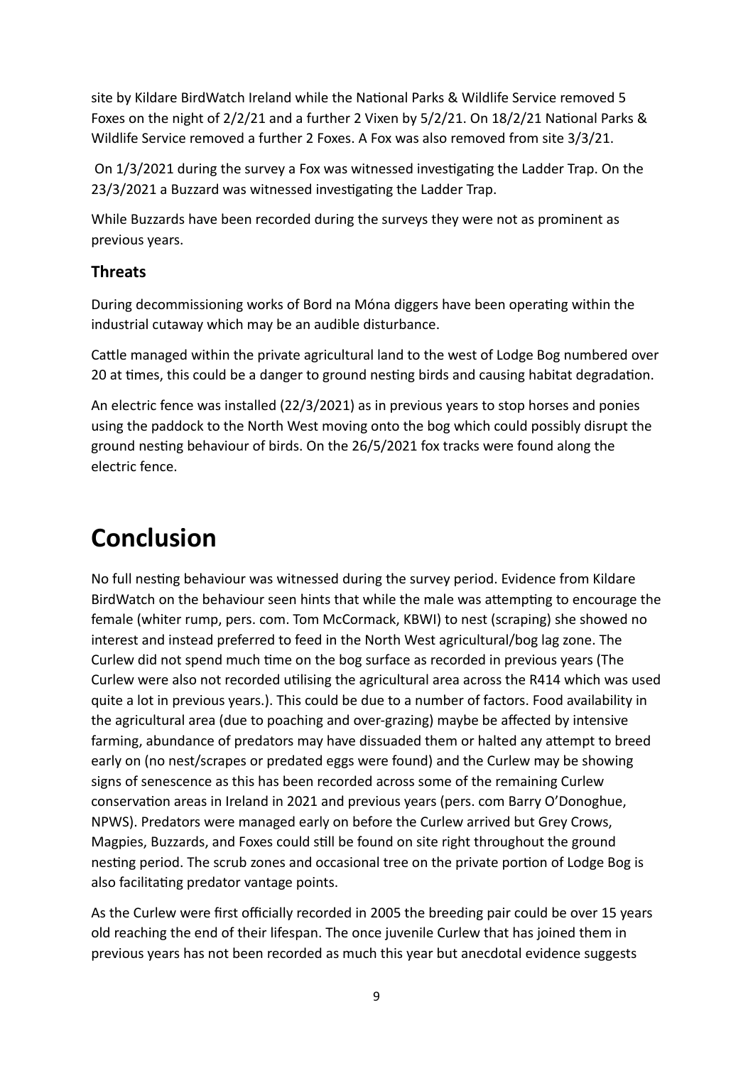site by Kildare BirdWatch Ireland while the National Parks & Wildlife Service removed 5 Foxes on the night of 2/2/21 and a further 2 Vixen by 5/2/21. On 18/2/21 National Parks & Wildlife Service removed a further 2 Foxes. A Fox was also removed from site 3/3/21.

On 1/3/2021 during the survey a Fox was witnessed investigating the Ladder Trap. On the 23/3/2021 a Buzzard was witnessed investigating the Ladder Trap.

While Buzzards have been recorded during the surveys they were not as prominent as previous years.

### Threats

During decommissioning works of Bord na Móna diggers have been operating within the industrial cutaway which may be an audible disturbance.

Cattle managed within the private agricultural land to the west of Lodge Bog numbered over 20 at times, this could be a danger to ground nesting birds and causing habitat degradation.

An electric fence was installed (22/3/2021) as in previous years to stop horses and ponies using the paddock to the North West moving onto the bog which could possibly disrupt the ground nesting behaviour of birds. On the 26/5/2021 fox tracks were found along the electric fence.

# Conclusion

No full nesting behaviour was witnessed during the survey period. Evidence from Kildare BirdWatch on the behaviour seen hints that while the male was attempting to encourage the female (whiter rump, pers. com. Tom McCormack, KBWI) to nest (scraping) she showed no interest and instead preferred to feed in the North West agricultural/bog lag zone. The Curlew did not spend much time on the bog surface as recorded in previous years (The Curlew were also not recorded utilising the agricultural area across the R414 which was used quite a lot in previous years.). This could be due to a number of factors. Food availability in the agricultural area (due to poaching and over-grazing) maybe be affected by intensive farming, abundance of predators may have dissuaded them or halted any attempt to breed early on (no nest/scrapes or predated eggs were found) and the Curlew may be showing signs of senescence as this has been recorded across some of the remaining Curlew conservation areas in Ireland in 2021 and previous years (pers. com Barry O'Donoghue, NPWS). Predators were managed early on before the Curlew arrived but Grey Crows, Magpies, Buzzards, and Foxes could still be found on site right throughout the ground nesting period. The scrub zones and occasional tree on the private portion of Lodge Bog is also facilitating predator vantage points.

As the Curlew were first officially recorded in 2005 the breeding pair could be over 15 years old reaching the end of their lifespan. The once juvenile Curlew that has joined them in previous years has not been recorded as much this year but anecdotal evidence suggests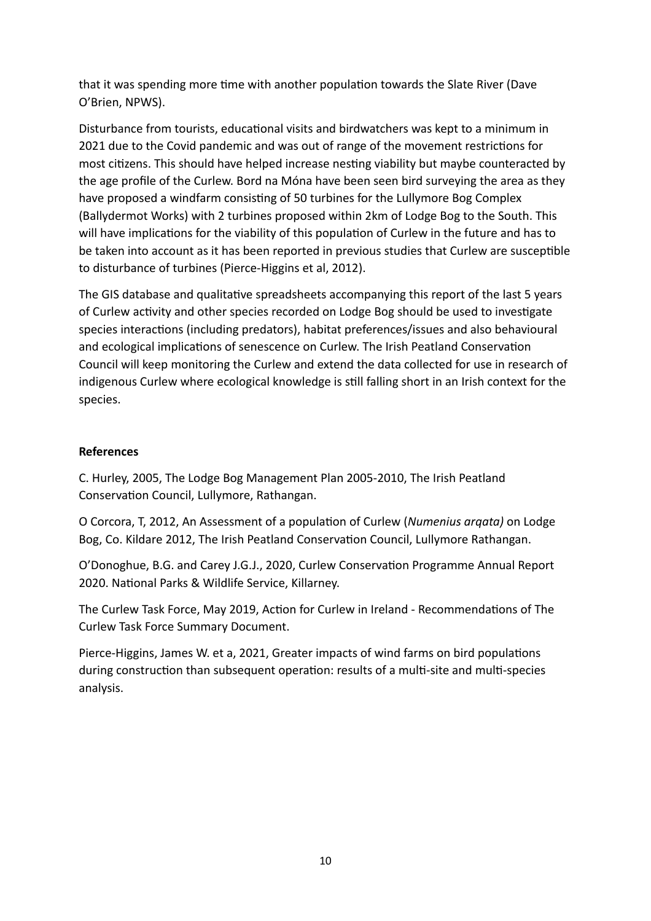that it was spending more time with another population towards the Slate River (Dave O'Brien, NPWS).

Disturbance from tourists, educational visits and birdwatchers was kept to a minimum in 2021 due to the Covid pandemic and was out of range of the movement restrictions for most citizens. This should have helped increase nesting viability but maybe counteracted by the age profile of the Curlew. Bord na Móna have been seen bird surveying the area as they have proposed a windfarm consisting of 50 turbines for the Lullymore Bog Complex (Ballydermot Works) with 2 turbines proposed within 2km of Lodge Bog to the South. This will have implications for the viability of this population of Curlew in the future and has to be taken into account as it has been reported in previous studies that Curlew are susceptible to disturbance of turbines (Pierce-Higgins et al, 2012).

The GIS database and qualitative spreadsheets accompanying this report of the last 5 years of Curlew activity and other species recorded on Lodge Bog should be used to investigate species interactions (including predators), habitat preferences/issues and also behavioural and ecological implications of senescence on Curlew. The Irish Peatland Conservation Council will keep monitoring the Curlew and extend the data collected for use in research of indigenous Curlew where ecological knowledge is still falling short in an Irish context for the species.

**References**

C. Hurley, 2005, The Lodge Bog Management Plan 2005-2010, The Irish Peatland Conservation Council, Lullymore, Rathangan.

O Corcora, T, 2012, An Assessment of a population of Curlew (*Numenius arqata)* on Lodge Bog, Co. Kildare 2012, The Irish Peatland Conservation Council, Lullymore Rathangan.

O'Donoghue, B.G. and Carey J.G.J., 2020, Curlew Conservation Programme Annual Report 2020. National Parks & Wildlife Service, Killarney.

The Curlew Task Force, May 2019, Action for Curlew in Ireland - Recommendations of The Curlew Task Force Summary Document.

Pierce-Higgins, James W. et a, 2021, Greater impacts of wind farms on bird populations during construction than subsequent operation: results of a multi-site and multi-species analysis.